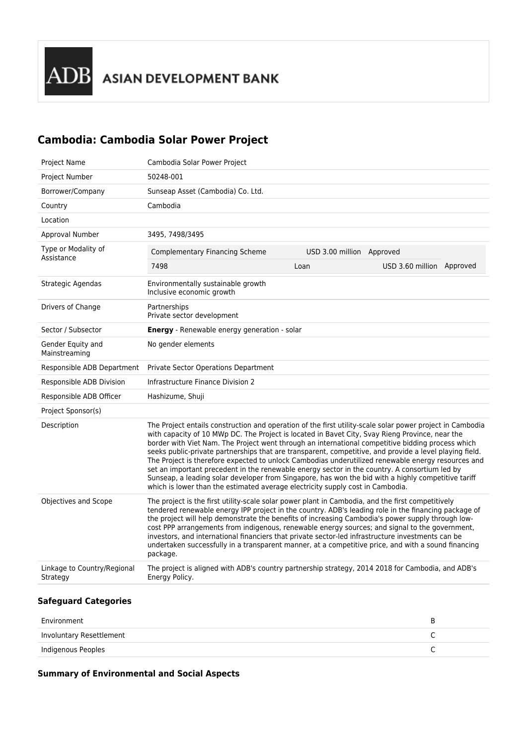ADB ASIAN DEVELOPMENT BANK

## Cambodia: Cambodia Solar Power Project

| | |
|---|---|
| Project Name | Cambodia Solar Power Project |
| Project Number | 50248-001 |
| Borrower/Company | Sunseap Asset (Cambodia) Co. Ltd. |
| Country | Cambodia |
| Location | |
| Approval Number | 3495, 7498/3495 |
| Type or Modality of Assistance | Complementary Financing Scheme — USD 3.00 million — Approved<br>7498 — Loan — USD 3.60 million — Approved |
| Strategic Agendas | Environmentally sustainable growth<br>Inclusive economic growth |
| Drivers of Change | Partnerships<br>Private sector development |
| Sector / Subsector | **Energy** - Renewable energy generation - solar |
| Gender Equity and Mainstreaming | No gender elements |
| Responsible ADB Department | Private Sector Operations Department |
| Responsible ADB Division | Infrastructure Finance Division 2 |
| Responsible ADB Officer | Hashizume, Shuji |
| Project Sponsor(s) | |
| Description | The Project entails construction and operation of the first utility-scale solar power project in Cambodia with capacity of 10 MWp DC. The Project is located in Bavet City, Svay Rieng Province, near the border with Viet Nam. The Project went through an international competitive bidding process which seeks public-private partnerships that are transparent, competitive, and provide a level playing field. The Project is therefore expected to unlock Cambodias underutilized renewable energy resources and set an important precedent in the renewable energy sector in the country. A consortium led by Sunseap, a leading solar developer from Singapore, has won the bid with a highly competitive tariff which is lower than the estimated average electricity supply cost in Cambodia. |
| Objectives and Scope | The project is the first utility-scale solar power plant in Cambodia, and the first competitively tendered renewable energy IPP project in the country. ADB's leading role in the financing package of the project will help demonstrate the benefits of increasing Cambodia's power supply through low-cost PPP arrangements from indigenous, renewable energy sources; and signal to the government, investors, and international financiers that private sector-led infrastructure investments can be undertaken successfully in a transparent manner, at a competitive price, and with a sound financing package. |
| Linkage to Country/Regional Strategy | The project is aligned with ADB's country partnership strategy, 2014 2018 for Cambodia, and ADB's Energy Policy. |

### Safeguard Categories

| | |
|---|---|
| Environment | B |
| Involuntary Resettlement | C |
| Indigenous Peoples | C |

### Summary of Environmental and Social Aspects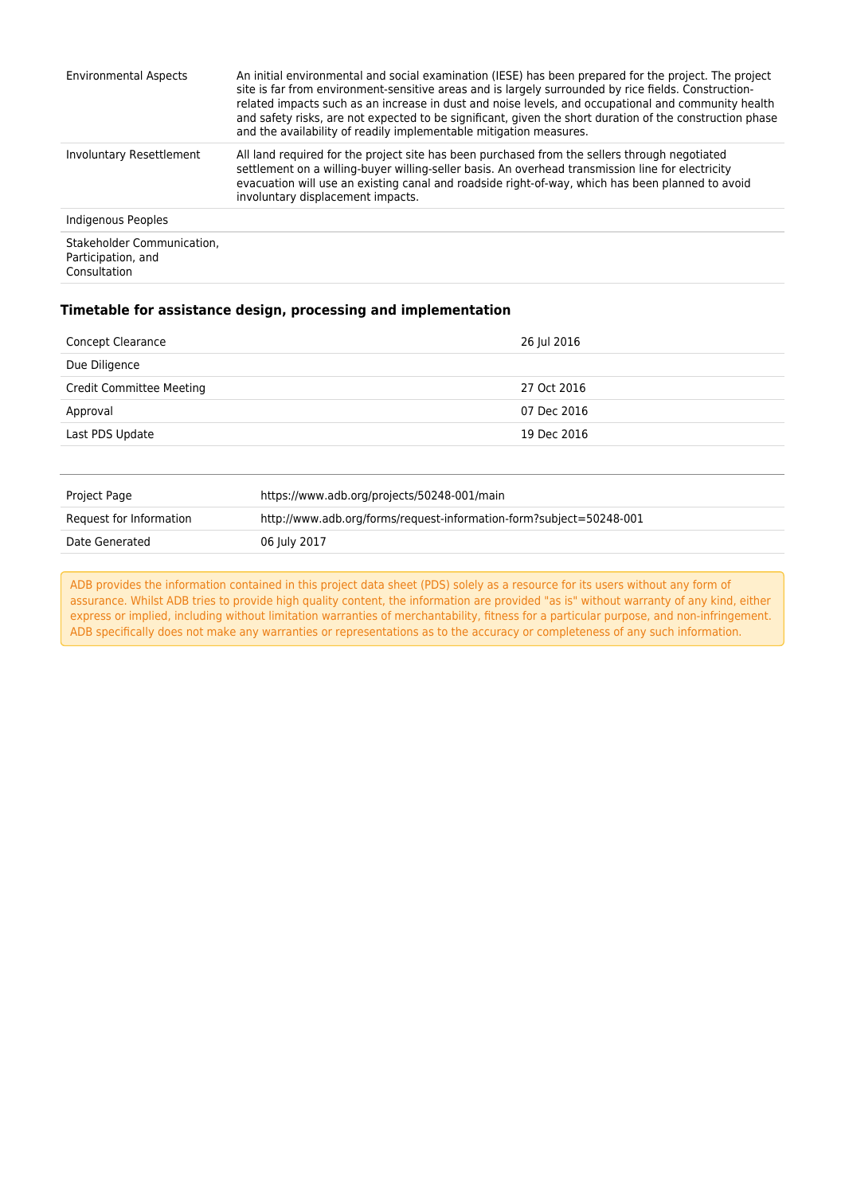| | |
|---|---|
| Environmental Aspects | An initial environmental and social examination (IESE) has been prepared for the project. The project site is far from environment-sensitive areas and is largely surrounded by rice fields. Construction-related impacts such as an increase in dust and noise levels, and occupational and community health and safety risks, are not expected to be significant, given the short duration of the construction phase and the availability of readily implementable mitigation measures. |
| Involuntary Resettlement | All land required for the project site has been purchased from the sellers through negotiated settlement on a willing-buyer willing-seller basis. An overhead transmission line for electricity evacuation will use an existing canal and roadside right-of-way, which has been planned to avoid involuntary displacement impacts. |
| Indigenous Peoples | |
| Stakeholder Communication, Participation, and Consultation | |

### Timetable for assistance design, processing and implementation

| | |
|---|---|
| Concept Clearance | 26 Jul 2016 |
| Due Diligence | |
| Credit Committee Meeting | 27 Oct 2016 |
| Approval | 07 Dec 2016 |
| Last PDS Update | 19 Dec 2016 |

| | |
|---|---|
| Project Page | https://www.adb.org/projects/50248-001/main |
| Request for Information | http://www.adb.org/forms/request-information-form?subject=50248-001 |
| Date Generated | 06 July 2017 |

ADB provides the information contained in this project data sheet (PDS) solely as a resource for its users without any form of assurance. Whilst ADB tries to provide high quality content, the information are provided "as is" without warranty of any kind, either express or implied, including without limitation warranties of merchantability, fitness for a particular purpose, and non-infringement. ADB specifically does not make any warranties or representations as to the accuracy or completeness of any such information.